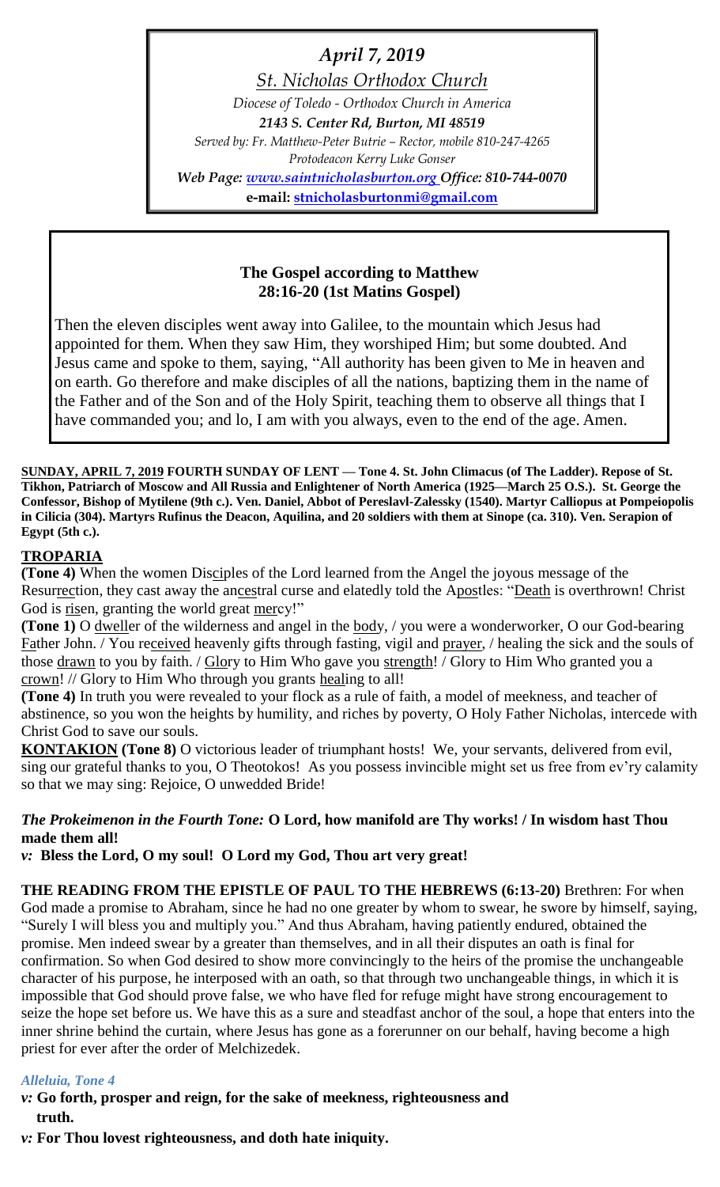*April 7, 2019*

*St. Nicholas Orthodox Church*

*Diocese of Toledo - Orthodox Church in America*

***2143 S. Center Rd, Burton, MI 48519***

*Served by: Fr. Matthew-Peter Butrie – Rector, mobile 810-247-4265*

*Protodeacon Kerry Luke Gonser*

***Web Page: www.saintnicholasburton.org Office: 810-744-0070***

**e-mail: stnicholasburtonmi@gmail.com**

## The Gospel according to Matthew 28:16-20 (1st Matins Gospel)

Then the eleven disciples went away into Galilee, to the mountain which Jesus had appointed for them. When they saw Him, they worshiped Him; but some doubted. And Jesus came and spoke to them, saying, "All authority has been given to Me in heaven and on earth. Go therefore and make disciples of all the nations, baptizing them in the name of the Father and of the Son and of the Holy Spirit, teaching them to observe all things that I have commanded you; and lo, I am with you always, even to the end of the age. Amen.

**SUNDAY, APRIL 7, 2019 FOURTH SUNDAY OF LENT — Tone 4. St. John Climacus (of The Ladder). Repose of St. Tikhon, Patriarch of Moscow and All Russia and Enlightener of North America (1925—March 25 O.S.). St. George the Confessor, Bishop of Mytilene (9th c.). Ven. Daniel, Abbot of Pereslavl-Zalessky (1540). Martyr Calliopus at Pompeiopolis in Cilicia (304). Martyrs Rufinus the Deacon, Aquilina, and 20 soldiers with them at Sinope (ca. 310). Ven. Serapion of Egypt (5th c.).**

### TROPARIA

**(Tone 4)** When the women Disciples of the Lord learned from the Angel the joyous message of the Resurrection, they cast away the ancestral curse and elatedly told the Apostles: "Death is overthrown! Christ God is risen, granting the world great mercy!"

**(Tone 1)** O dweller of the wilderness and angel in the body, / you were a wonderworker, O our God-bearing Father John. / You received heavenly gifts through fasting, vigil and prayer, / healing the sick and the souls of those drawn to you by faith. / Glory to Him Who gave you strength! / Glory to Him Who granted you a crown! // Glory to Him Who through you grants healing to all!

**(Tone 4)** In truth you were revealed to your flock as a rule of faith, a model of meekness, and teacher of abstinence, so you won the heights by humility, and riches by poverty, O Holy Father Nicholas, intercede with Christ God to save our souls.

**KONTAKION (Tone 8)** O victorious leader of triumphant hosts! We, your servants, delivered from evil, sing our grateful thanks to you, O Theotokos! As you possess invincible might set us free from ev'ry calamity so that we may sing: Rejoice, O unwedded Bride!

***The Prokeimenon in the Fourth Tone:* O Lord, how manifold are Thy works! / In wisdom hast Thou made them all!**

***v:* Bless the Lord, O my soul! O Lord my God, Thou art very great!**

**THE READING FROM THE EPISTLE OF PAUL TO THE HEBREWS (6:13-20)** Brethren: For when God made a promise to Abraham, since he had no one greater by whom to swear, he swore by himself, saying, "Surely I will bless you and multiply you." And thus Abraham, having patiently endured, obtained the promise. Men indeed swear by a greater than themselves, and in all their disputes an oath is final for confirmation. So when God desired to show more convincingly to the heirs of the promise the unchangeable character of his purpose, he interposed with an oath, so that through two unchangeable things, in which it is impossible that God should prove false, we who have fled for refuge might have strong encouragement to seize the hope set before us. We have this as a sure and steadfast anchor of the soul, a hope that enters into the inner shrine behind the curtain, where Jesus has gone as a forerunner on our behalf, having become a high priest for ever after the order of Melchizedek.

***Alleluia, Tone 4***

***v:* Go forth, prosper and reign, for the sake of meekness, righteousness and truth.**

***v:* For Thou lovest righteousness, and doth hate iniquity.**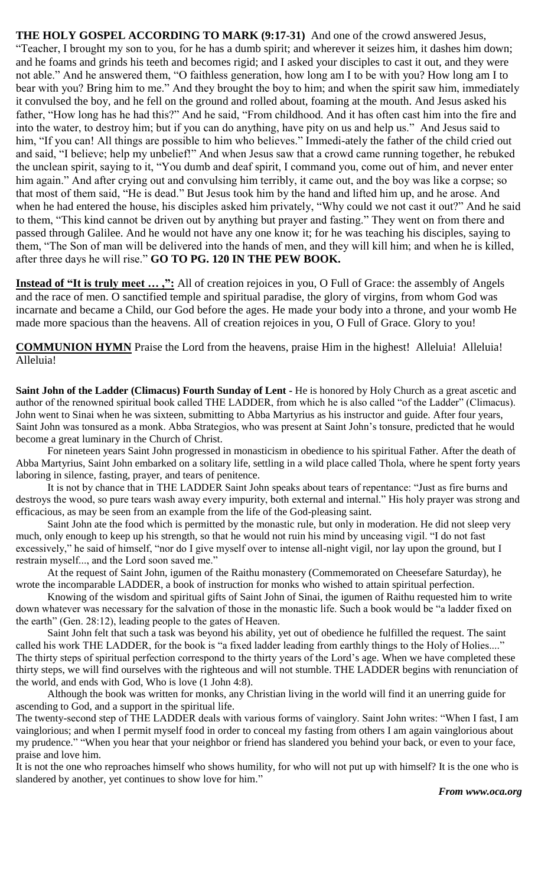**THE HOLY GOSPEL ACCORDING TO MARK (9:17-31)** And one of the crowd answered Jesus, "Teacher, I brought my son to you, for he has a dumb spirit; and wherever it seizes him, it dashes him down; and he foams and grinds his teeth and becomes rigid; and I asked your disciples to cast it out, and they were not able." And he answered them, "O faithless generation, how long am I to be with you? How long am I to bear with you? Bring him to me." And they brought the boy to him; and when the spirit saw him, immediately it convulsed the boy, and he fell on the ground and rolled about, foaming at the mouth. And Jesus asked his father, "How long has he had this?" And he said, "From childhood. And it has often cast him into the fire and into the water, to destroy him; but if you can do anything, have pity on us and help us." And Jesus said to him, "If you can! All things are possible to him who believes." Immedi-ately the father of the child cried out and said, "I believe; help my unbelief!" And when Jesus saw that a crowd came running together, he rebuked the unclean spirit, saying to it, "You dumb and deaf spirit, I command you, come out of him, and never enter him again." And after crying out and convulsing him terribly, it came out, and the boy was like a corpse; so that most of them said, "He is dead." But Jesus took him by the hand and lifted him up, and he arose. And when he had entered the house, his disciples asked him privately, "Why could we not cast it out?" And he said to them, "This kind cannot be driven out by anything but prayer and fasting." They went on from there and passed through Galilee. And he would not have any one know it; for he was teaching his disciples, saying to them, "The Son of man will be delivered into the hands of men, and they will kill him; and when he is killed, after three days he will rise." **GO TO PG. 120 IN THE PEW BOOK.**

**Instead of "It is truly meet … ,":** All of creation rejoices in you, O Full of Grace: the assembly of Angels and the race of men. O sanctified temple and spiritual paradise, the glory of virgins, from whom God was incarnate and became a Child, our God before the ages. He made your body into a throne, and your womb He made more spacious than the heavens. All of creation rejoices in you, O Full of Grace. Glory to you!

**COMMUNION HYMN** Praise the Lord from the heavens, praise Him in the highest! Alleluia! Alleluia! Alleluia!

**Saint John of the Ladder (Climacus) Fourth Sunday of Lent -** He is honored by Holy Church as a great ascetic and author of the renowned spiritual book called THE LADDER, from which he is also called "of the Ladder" (Climacus). John went to Sinai when he was sixteen, submitting to Abba Martyrius as his instructor and guide. After four years, Saint John was tonsured as a monk. Abba Strategios, who was present at Saint John's tonsure, predicted that he would become a great luminary in the Church of Christ.

For nineteen years Saint John progressed in monasticism in obedience to his spiritual Father. After the death of Abba Martyrius, Saint John embarked on a solitary life, settling in a wild place called Thola, where he spent forty years laboring in silence, fasting, prayer, and tears of penitence.

It is not by chance that in THE LADDER Saint John speaks about tears of repentance: "Just as fire burns and destroys the wood, so pure tears wash away every impurity, both external and internal." His holy prayer was strong and efficacious, as may be seen from an example from the life of the God-pleasing saint.

Saint John ate the food which is permitted by the monastic rule, but only in moderation. He did not sleep very much, only enough to keep up his strength, so that he would not ruin his mind by unceasing vigil. "I do not fast excessively," he said of himself, "nor do I give myself over to intense all-night vigil, nor lay upon the ground, but I restrain myself..., and the Lord soon saved me."

At the request of Saint John, igumen of the Raithu monastery (Commemorated on Cheesefare Saturday), he wrote the incomparable LADDER, a book of instruction for monks who wished to attain spiritual perfection.

Knowing of the wisdom and spiritual gifts of Saint John of Sinai, the igumen of Raithu requested him to write down whatever was necessary for the salvation of those in the monastic life. Such a book would be "a ladder fixed on the earth" (Gen. 28:12), leading people to the gates of Heaven.

Saint John felt that such a task was beyond his ability, yet out of obedience he fulfilled the request. The saint called his work THE LADDER, for the book is "a fixed ladder leading from earthly things to the Holy of Holies...." The thirty steps of spiritual perfection correspond to the thirty years of the Lord's age. When we have completed these thirty steps, we will find ourselves with the righteous and will not stumble. THE LADDER begins with renunciation of the world, and ends with God, Who is love (1 John 4:8).

Although the book was written for monks, any Christian living in the world will find it an unerring guide for ascending to God, and a support in the spiritual life.

The twenty-second step of THE LADDER deals with various forms of vainglory. Saint John writes: "When I fast, I am vainglorious; and when I permit myself food in order to conceal my fasting from others I am again vainglorious about my prudence." "When you hear that your neighbor or friend has slandered you behind your back, or even to your face, praise and love him.

It is not the one who reproaches himself who shows humility, for who will not put up with himself? It is the one who is slandered by another, yet continues to show love for him."

***From www.oca.org***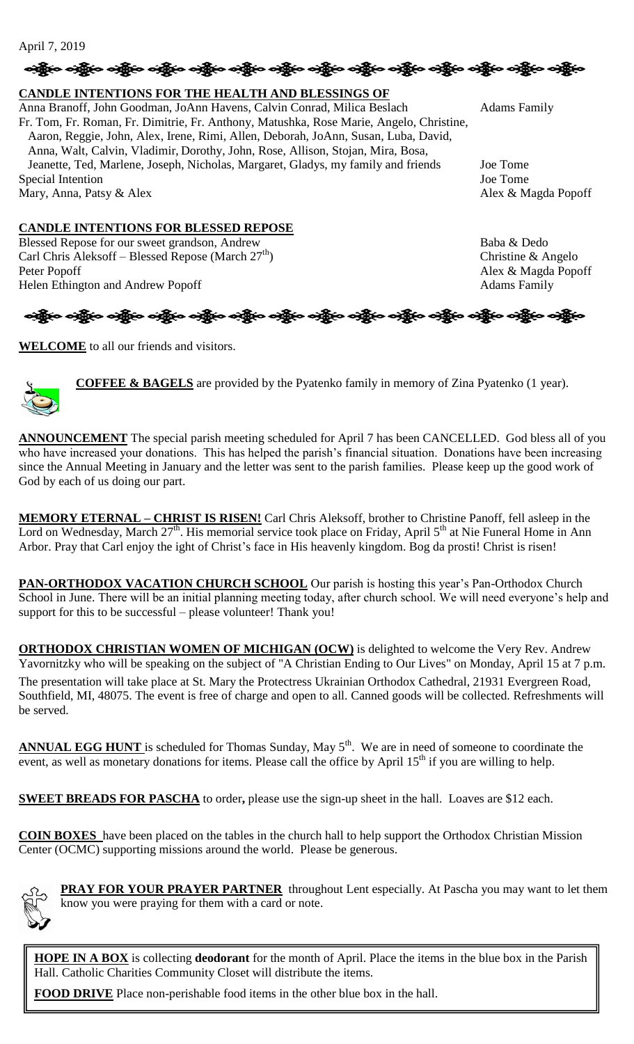April 7, 2019

**CANDLE INTENTIONS FOR THE HEALTH AND BLESSINGS OF**

| | |
|---|---|
| Anna Branoff, John Goodman, JoAnn Havens, Calvin Conrad, Milica Beslach | Adams Family |
| Fr. Tom, Fr. Roman, Fr. Dimitrie, Fr. Anthony, Matushka, Rose Marie, Angelo, Christine, Aaron, Reggie, John, Alex, Irene, Rimi, Allen, Deborah, JoAnn, Susan, Luba, David, Anna, Walt, Calvin, Vladimir, Dorothy, John, Rose, Allison, Stojan, Mira, Bosa, Jeanette, Ted, Marlene, Joseph, Nicholas, Margaret, Gladys, my family and friends | Joe Tome |
| Special Intention | Joe Tome |
| Mary, Anna, Patsy & Alex | Alex & Magda Popoff |

**CANDLE INTENTIONS FOR BLESSED REPOSE**

| | |
|---|---|
| Blessed Repose for our sweet grandson, Andrew | Baba & Dedo |
| Carl Chris Aleksoff – Blessed Repose (March 27th) | Christine & Angelo |
| Peter Popoff | Alex & Magda Popoff |
| Helen Ethington and Andrew Popoff | Adams Family |

**WELCOME** to all our friends and visitors.

**COFFEE & BAGELS** are provided by the Pyatenko family in memory of Zina Pyatenko (1 year).

**ANNOUNCEMENT** The special parish meeting scheduled for April 7 has been CANCELLED. God bless all of you who have increased your donations. This has helped the parish's financial situation. Donations have been increasing since the Annual Meeting in January and the letter was sent to the parish families. Please keep up the good work of God by each of us doing our part.

**MEMORY ETERNAL – CHRIST IS RISEN!** Carl Chris Aleksoff, brother to Christine Panoff, fell asleep in the Lord on Wednesday, March 27th. His memorial service took place on Friday, April 5th at Nie Funeral Home in Ann Arbor. Pray that Carl enjoy the ight of Christ's face in His heavenly kingdom. Bog da prosti! Christ is risen!

**PAN-ORTHODOX VACATION CHURCH SCHOOL** Our parish is hosting this year's Pan-Orthodox Church School in June. There will be an initial planning meeting today, after church school. We will need everyone's help and support for this to be successful – please volunteer! Thank you!

**ORTHODOX CHRISTIAN WOMEN OF MICHIGAN (OCW)** is delighted to welcome the Very Rev. Andrew Yavornitzky who will be speaking on the subject of "A Christian Ending to Our Lives" on Monday, April 15 at 7 p.m. The presentation will take place at St. Mary the Protectress Ukrainian Orthodox Cathedral, 21931 Evergreen Road, Southfield, MI, 48075. The event is free of charge and open to all. Canned goods will be collected. Refreshments will be served.

**ANNUAL EGG HUNT** is scheduled for Thomas Sunday, May 5th. We are in need of someone to coordinate the event, as well as monetary donations for items. Please call the office by April 15th if you are willing to help.

**SWEET BREADS FOR PASCHA** to order**,** please use the sign-up sheet in the hall. Loaves are $12 each.

**COIN BOXES** have been placed on the tables in the church hall to help support the Orthodox Christian Mission Center (OCMC) supporting missions around the world. Please be generous.

**PRAY FOR YOUR PRAYER PARTNER** throughout Lent especially. At Pascha you may want to let them know you were praying for them with a card or note.

**HOPE IN A BOX** is collecting **deodorant** for the month of April. Place the items in the blue box in the Parish Hall. Catholic Charities Community Closet will distribute the items.

**FOOD DRIVE** Place non-perishable food items in the other blue box in the hall.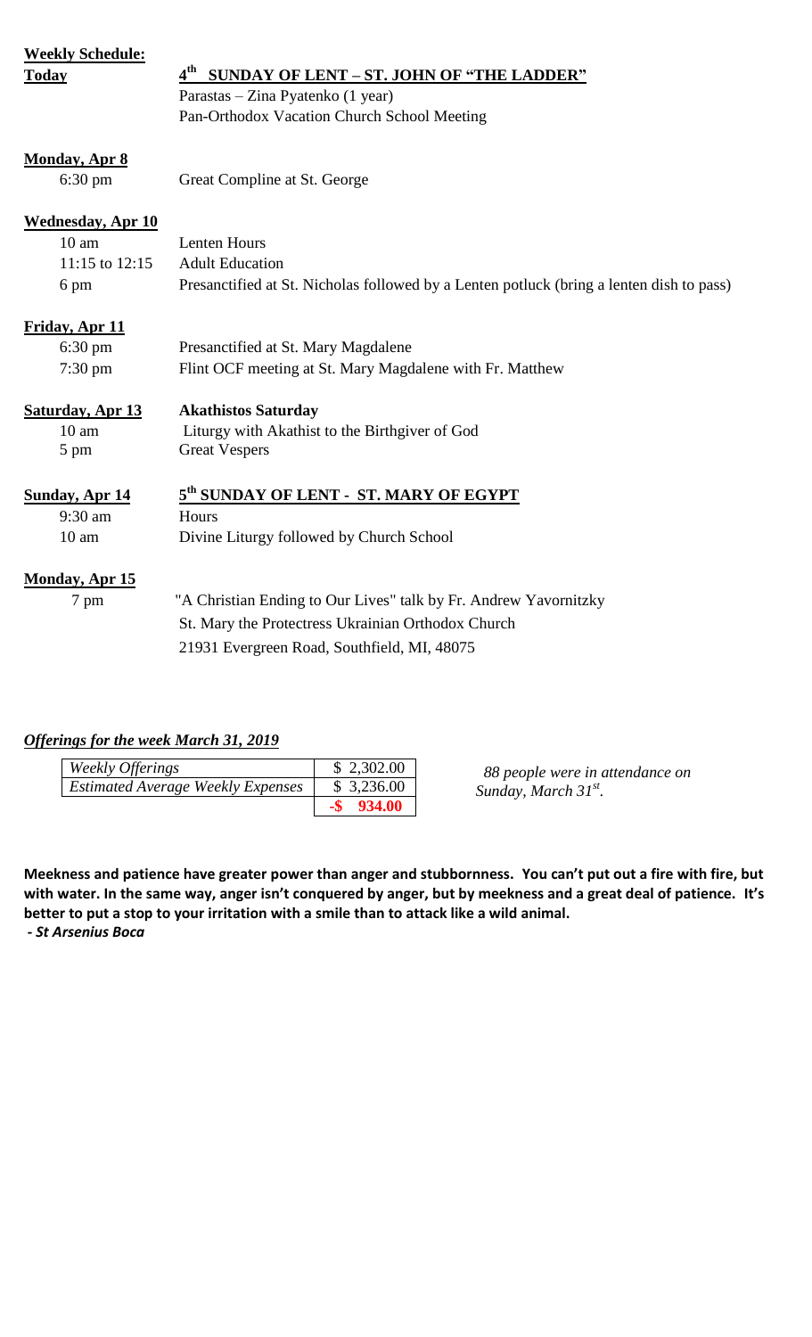**Weekly Schedule:**

**Today** — **4th SUNDAY OF LENT – ST. JOHN OF "THE LADDER"**

Parastas – Zina Pyatenko (1 year)

Pan-Orthodox Vacation Church School Meeting

**Monday, Apr 8**

| | |
|---|---|
| 6:30 pm | Great Compline at St. George |

**Wednesday, Apr 10**

| | |
|---|---|
| 10 am | Lenten Hours |
| 11:15 to 12:15 | Adult Education |
| 6 pm | Presanctified at St. Nicholas followed by a Lenten potluck (bring a lenten dish to pass) |

**Friday, Apr 11**

| | |
|---|---|
| 6:30 pm | Presanctified at St. Mary Magdalene |
| 7:30 pm | Flint OCF meeting at St. Mary Magdalene with Fr. Matthew |

**Saturday, Apr 13** — **Akathistos Saturday**

| | |
|---|---|
| 10 am | Liturgy with Akathist to the Birthgiver of God |
| 5 pm | Great Vespers |

**Sunday, Apr 14** — **5th SUNDAY OF LENT - ST. MARY OF EGYPT**

| | |
|---|---|
| 9:30 am | Hours |
| 10 am | Divine Liturgy followed by Church School |

**Monday, Apr 15**

| | |
|---|---|
| 7 pm | "A Christian Ending to Our Lives" talk by Fr. Andrew Yavornitzky |
| | St. Mary the Protectress Ukrainian Orthodox Church |
| | 21931 Evergreen Road, Southfield, MI, 48075 |

***Offerings for the week March 31, 2019***

| | |
|---|---|
| *Weekly Offerings* | $ 2,302.00 |
| *Estimated Average Weekly Expenses* | $ 3,236.00 |
| | **-$ 934.00** |

*88 people were in attendance on Sunday, March 31st.*

**Meekness and patience have greater power than anger and stubbornness. You can't put out a fire with fire, but with water. In the same way, anger isn't conquered by anger, but by meekness and a great deal of patience. It's better to put a stop to your irritation with a smile than to attack like a wild animal.**

***- St Arsenius Boca***